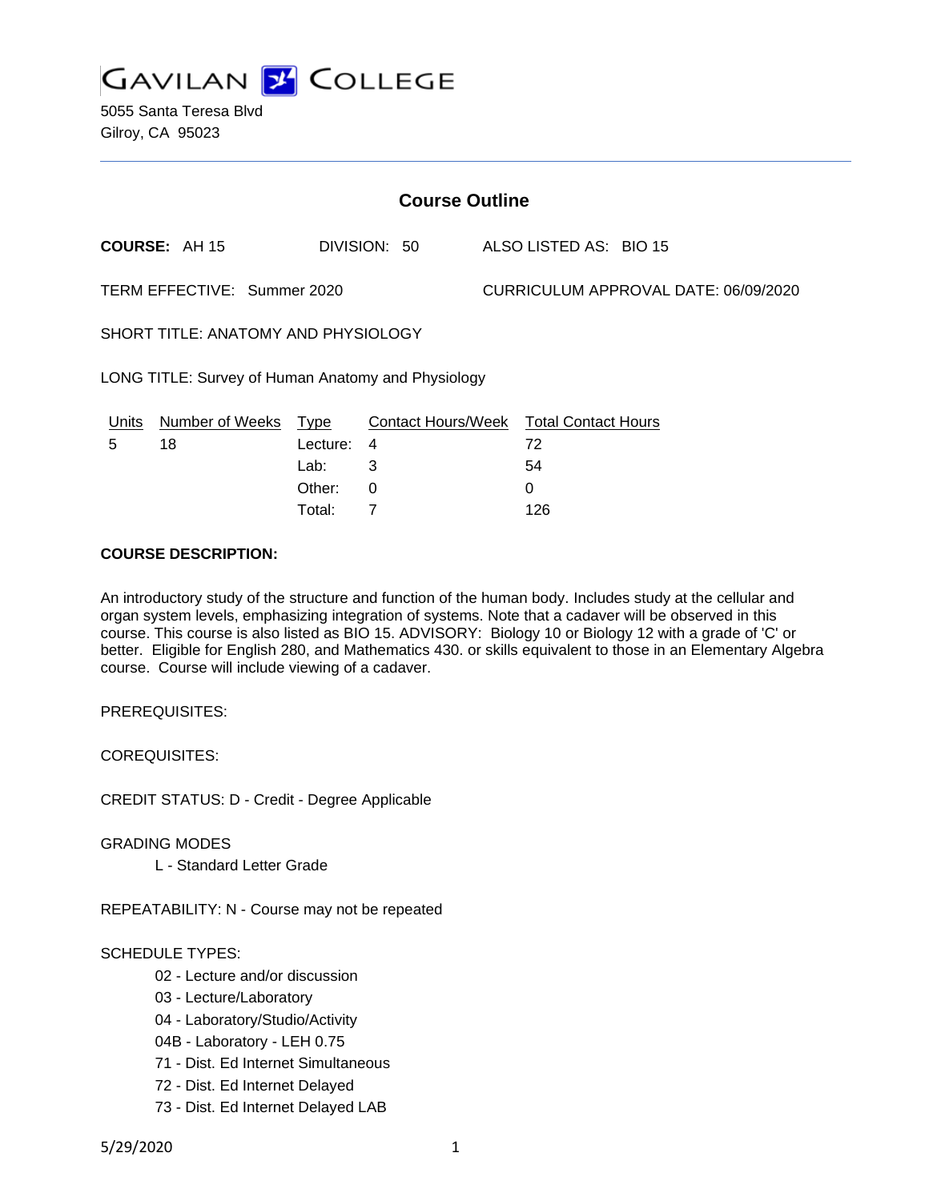# GAVILAN COLLEGE

5055 Santa Teresa Blvd
Gilroy, CA 95023

## Course Outline

**COURSE:** AH 15 DIVISION: 50 ALSO LISTED AS: BIO 15

TERM EFFECTIVE: Summer 2020 CURRICULUM APPROVAL DATE: 06/09/2020

SHORT TITLE: ANATOMY AND PHYSIOLOGY

LONG TITLE: Survey of Human Anatomy and Physiology

| Units | Number of Weeks | Type | Contact Hours/Week | Total Contact Hours |
|---|---|---|---|---|
| 5 | 18 | Lecture: | 4 | 72 |
| | | Lab: | 3 | 54 |
| | | Other: | 0 | 0 |
| | | Total: | 7 | 126 |

**COURSE DESCRIPTION:**

An introductory study of the structure and function of the human body. Includes study at the cellular and organ system levels, emphasizing integration of systems. Note that a cadaver will be observed in this course. This course is also listed as BIO 15. ADVISORY: Biology 10 or Biology 12 with a grade of 'C' or better. Eligible for English 280, and Mathematics 430. or skills equivalent to those in an Elementary Algebra course. Course will include viewing of a cadaver.

PREREQUISITES:

COREQUISITES:

CREDIT STATUS: D - Credit - Degree Applicable

GRADING MODES

- L - Standard Letter Grade

REPEATABILITY: N - Course may not be repeated

SCHEDULE TYPES:

- 02 - Lecture and/or discussion
- 03 - Lecture/Laboratory
- 04 - Laboratory/Studio/Activity
- 04B - Laboratory - LEH 0.75
- 71 - Dist. Ed Internet Simultaneous
- 72 - Dist. Ed Internet Delayed
- 73 - Dist. Ed Internet Delayed LAB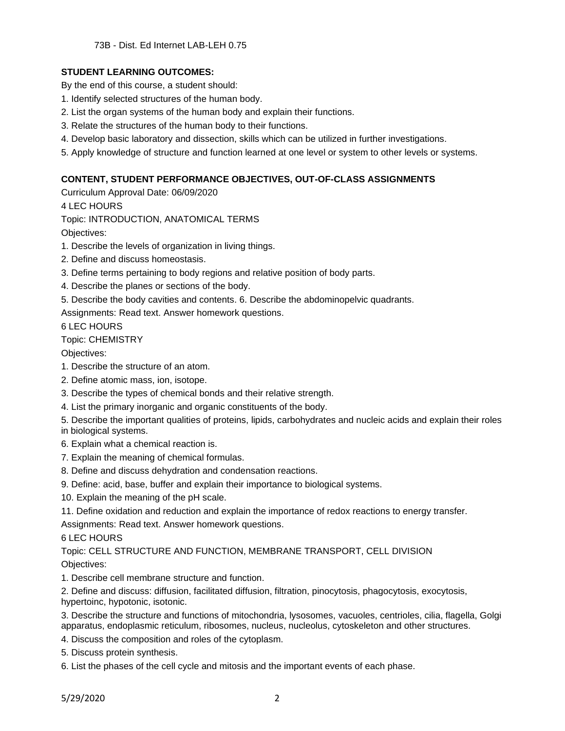73B - Dist. Ed Internet LAB-LEH 0.75

**STUDENT LEARNING OUTCOMES:**

By the end of this course, a student should:

1. Identify selected structures of the human body.
2. List the organ systems of the human body and explain their functions.
3. Relate the structures of the human body to their functions.
4. Develop basic laboratory and dissection, skills which can be utilized in further investigations.
5. Apply knowledge of structure and function learned at one level or system to other levels or systems.

**CONTENT, STUDENT PERFORMANCE OBJECTIVES, OUT-OF-CLASS ASSIGNMENTS**

Curriculum Approval Date: 06/09/2020

4 LEC HOURS

Topic: INTRODUCTION, ANATOMICAL TERMS

Objectives:

1. Describe the levels of organization in living things.
2. Define and discuss homeostasis.
3. Define terms pertaining to body regions and relative position of body parts.
4. Describe the planes or sections of the body.
5. Describe the body cavities and contents. 6. Describe the abdominopelvic quadrants.

Assignments: Read text. Answer homework questions.

6 LEC HOURS

Topic: CHEMISTRY

Objectives:

1. Describe the structure of an atom.
2. Define atomic mass, ion, isotope.
3. Describe the types of chemical bonds and their relative strength.
4. List the primary inorganic and organic constituents of the body.
5. Describe the important qualities of proteins, lipids, carbohydrates and nucleic acids and explain their roles in biological systems.
6. Explain what a chemical reaction is.
7. Explain the meaning of chemical formulas.
8. Define and discuss dehydration and condensation reactions.
9. Define: acid, base, buffer and explain their importance to biological systems.
10. Explain the meaning of the pH scale.
11. Define oxidation and reduction and explain the importance of redox reactions to energy transfer.

Assignments: Read text. Answer homework questions.

6 LEC HOURS

Topic: CELL STRUCTURE AND FUNCTION, MEMBRANE TRANSPORT, CELL DIVISION

Objectives:

1. Describe cell membrane structure and function.
2. Define and discuss: diffusion, facilitated diffusion, filtration, pinocytosis, phagocytosis, exocytosis, hypertoinc, hypotonic, isotonic.
3. Describe the structure and functions of mitochondria, lysosomes, vacuoles, centrioles, cilia, flagella, Golgi apparatus, endoplasmic reticulum, ribosomes, nucleus, nucleolus, cytoskeleton and other structures.
4. Discuss the composition and roles of the cytoplasm.
5. Discuss protein synthesis.
6. List the phases of the cell cycle and mitosis and the important events of each phase.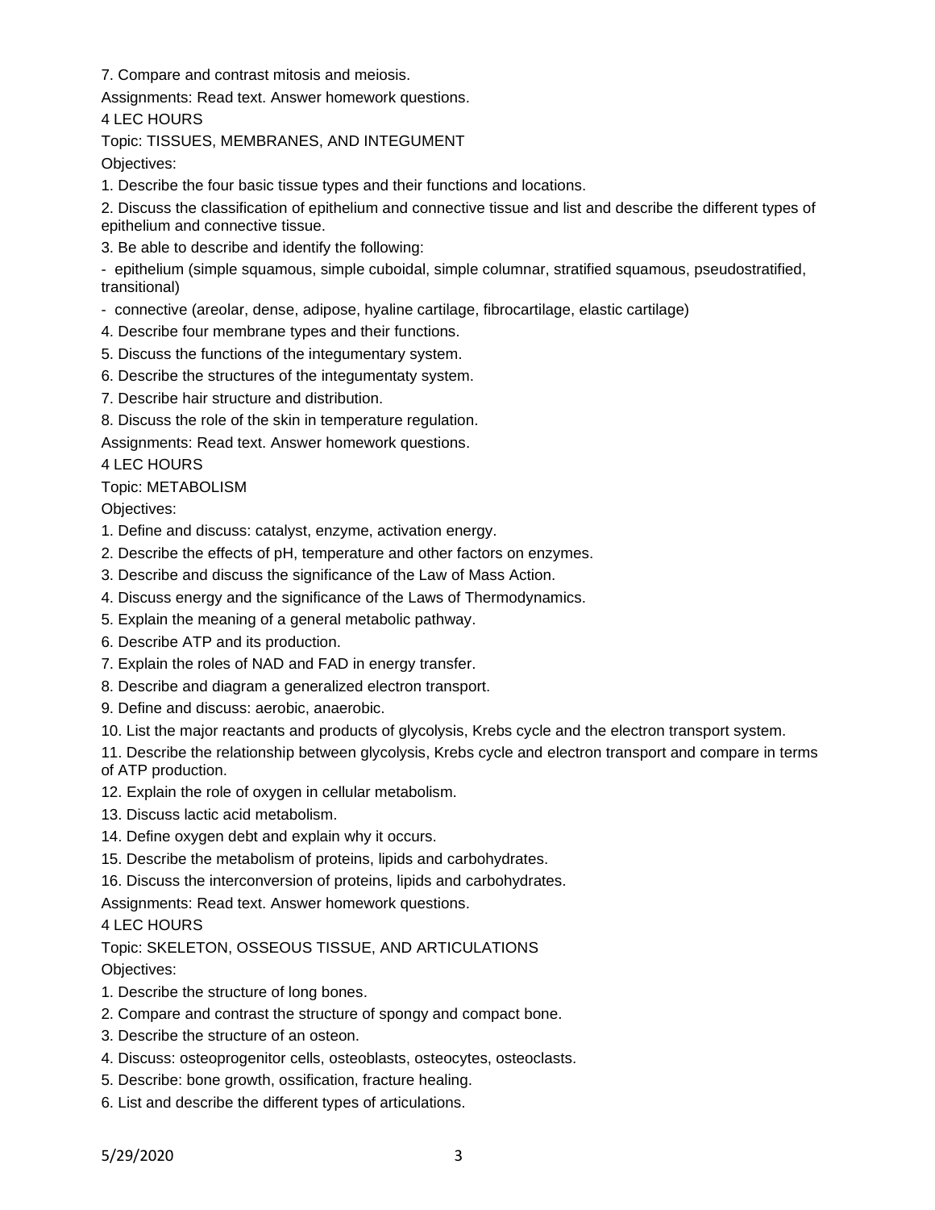7. Compare and contrast mitosis and meiosis.

Assignments: Read text. Answer homework questions.

4 LEC HOURS

Topic: TISSUES, MEMBRANES, AND INTEGUMENT

Objectives:

1. Describe the four basic tissue types and their functions and locations.
2. Discuss the classification of epithelium and connective tissue and list and describe the different types of epithelium and connective tissue.
3. Be able to describe and identify the following:
   - epithelium (simple squamous, simple cuboidal, simple columnar, stratified squamous, pseudostratified, transitional)
   - connective (areolar, dense, adipose, hyaline cartilage, fibrocartilage, elastic cartilage)
4. Describe four membrane types and their functions.
5. Discuss the functions of the integumentary system.
6. Describe the structures of the integumentaty system.
7. Describe hair structure and distribution.
8. Discuss the role of the skin in temperature regulation.

Assignments: Read text. Answer homework questions.

4 LEC HOURS

Topic: METABOLISM

Objectives:

1. Define and discuss: catalyst, enzyme, activation energy.
2. Describe the effects of pH, temperature and other factors on enzymes.
3. Describe and discuss the significance of the Law of Mass Action.
4. Discuss energy and the significance of the Laws of Thermodynamics.
5. Explain the meaning of a general metabolic pathway.
6. Describe ATP and its production.
7. Explain the roles of NAD and FAD in energy transfer.
8. Describe and diagram a generalized electron transport.
9. Define and discuss: aerobic, anaerobic.
10. List the major reactants and products of glycolysis, Krebs cycle and the electron transport system.
11. Describe the relationship between glycolysis, Krebs cycle and electron transport and compare in terms of ATP production.
12. Explain the role of oxygen in cellular metabolism.
13. Discuss lactic acid metabolism.
14. Define oxygen debt and explain why it occurs.
15. Describe the metabolism of proteins, lipids and carbohydrates.
16. Discuss the interconversion of proteins, lipids and carbohydrates.

Assignments: Read text. Answer homework questions.

4 LEC HOURS

Topic: SKELETON, OSSEOUS TISSUE, AND ARTICULATIONS

Objectives:

1. Describe the structure of long bones.
2. Compare and contrast the structure of spongy and compact bone.
3. Describe the structure of an osteon.
4. Discuss: osteoprogenitor cells, osteoblasts, osteocytes, osteoclasts.
5. Describe: bone growth, ossification, fracture healing.
6. List and describe the different types of articulations.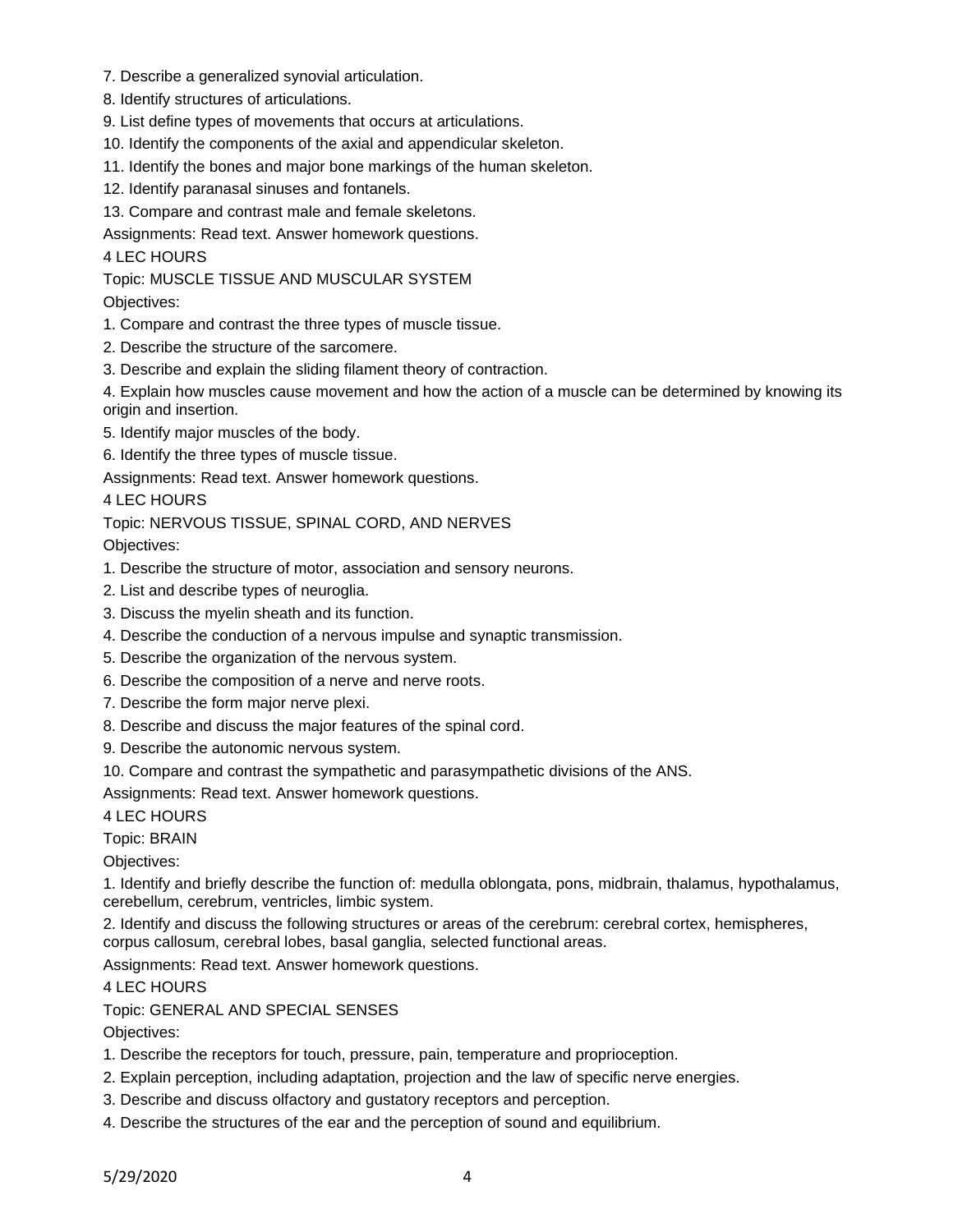7. Describe a generalized synovial articulation.

8. Identify structures of articulations.

9. List define types of movements that occurs at articulations.

10. Identify the components of the axial and appendicular skeleton.

11. Identify the bones and major bone markings of the human skeleton.

12. Identify paranasal sinuses and fontanels.

13. Compare and contrast male and female skeletons.

Assignments: Read text. Answer homework questions.

4 LEC HOURS

Topic: MUSCLE TISSUE AND MUSCULAR SYSTEM

Objectives:

1. Compare and contrast the three types of muscle tissue.

2. Describe the structure of the sarcomere.

3. Describe and explain the sliding filament theory of contraction.

4. Explain how muscles cause movement and how the action of a muscle can be determined by knowing its origin and insertion.

5. Identify major muscles of the body.

6. Identify the three types of muscle tissue.

Assignments: Read text. Answer homework questions.

4 LEC HOURS

Topic: NERVOUS TISSUE, SPINAL CORD, AND NERVES

Objectives:

1. Describe the structure of motor, association and sensory neurons.

2. List and describe types of neuroglia.

3. Discuss the myelin sheath and its function.

4. Describe the conduction of a nervous impulse and synaptic transmission.

5. Describe the organization of the nervous system.

6. Describe the composition of a nerve and nerve roots.

7. Describe the form major nerve plexi.

8. Describe and discuss the major features of the spinal cord.

9. Describe the autonomic nervous system.

10. Compare and contrast the sympathetic and parasympathetic divisions of the ANS.

Assignments: Read text. Answer homework questions.

4 LEC HOURS

Topic: BRAIN

Objectives:

1. Identify and briefly describe the function of: medulla oblongata, pons, midbrain, thalamus, hypothalamus, cerebellum, cerebrum, ventricles, limbic system.

2. Identify and discuss the following structures or areas of the cerebrum: cerebral cortex, hemispheres, corpus callosum, cerebral lobes, basal ganglia, selected functional areas.

Assignments: Read text. Answer homework questions.

4 LEC HOURS

Topic: GENERAL AND SPECIAL SENSES

Objectives:

1. Describe the receptors for touch, pressure, pain, temperature and proprioception.

2. Explain perception, including adaptation, projection and the law of specific nerve energies.

3. Describe and discuss olfactory and gustatory receptors and perception.

4. Describe the structures of the ear and the perception of sound and equilibrium.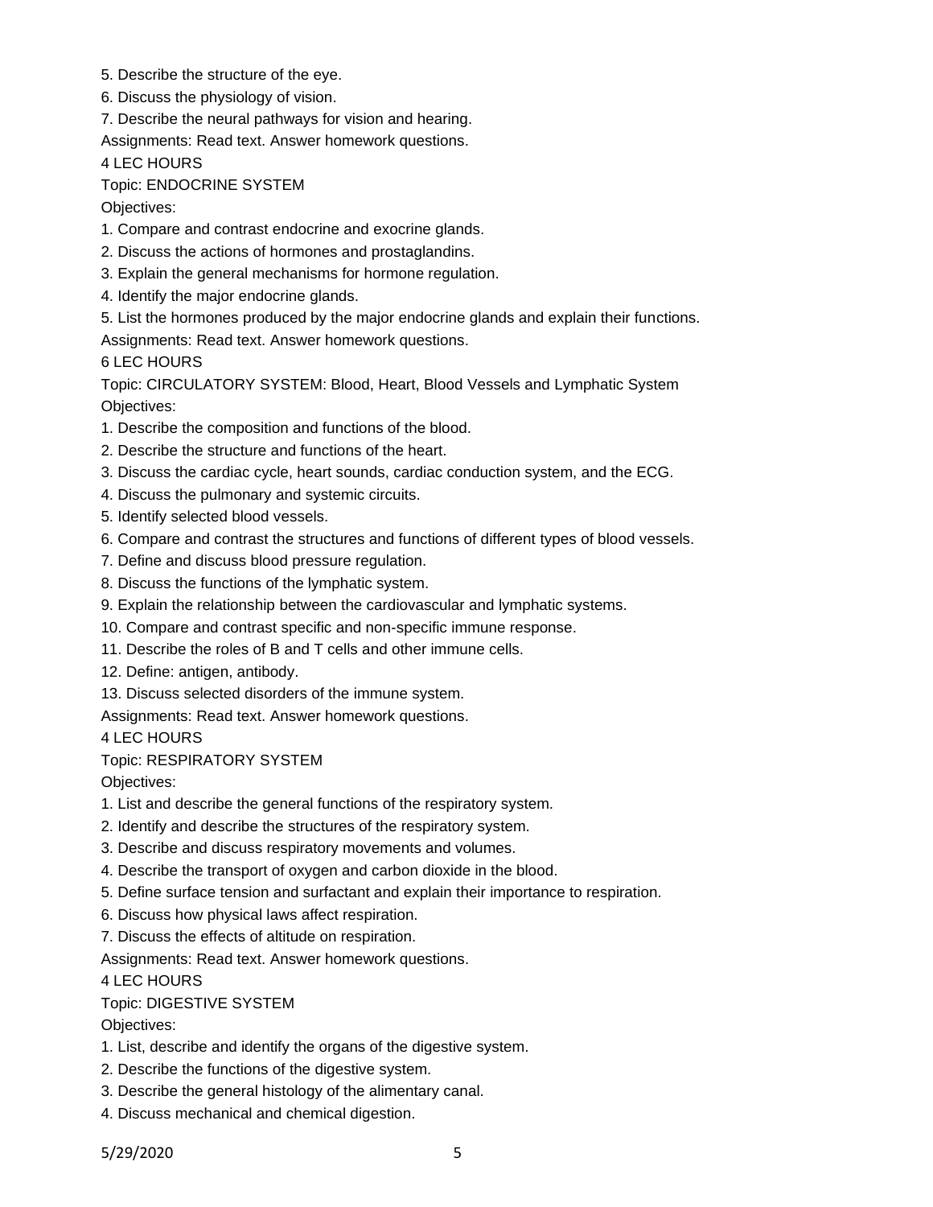5. Describe the structure of the eye.
6. Discuss the physiology of vision.
7. Describe the neural pathways for vision and hearing.

Assignments: Read text. Answer homework questions.

4 LEC HOURS

Topic: ENDOCRINE SYSTEM

Objectives:

1. Compare and contrast endocrine and exocrine glands.
2. Discuss the actions of hormones and prostaglandins.
3. Explain the general mechanisms for hormone regulation.
4. Identify the major endocrine glands.
5. List the hormones produced by the major endocrine glands and explain their functions.

Assignments: Read text. Answer homework questions.

6 LEC HOURS

Topic: CIRCULATORY SYSTEM: Blood, Heart, Blood Vessels and Lymphatic System

Objectives:

1. Describe the composition and functions of the blood.
2. Describe the structure and functions of the heart.
3. Discuss the cardiac cycle, heart sounds, cardiac conduction system, and the ECG.
4. Discuss the pulmonary and systemic circuits.
5. Identify selected blood vessels.
6. Compare and contrast the structures and functions of different types of blood vessels.
7. Define and discuss blood pressure regulation.
8. Discuss the functions of the lymphatic system.
9. Explain the relationship between the cardiovascular and lymphatic systems.
10. Compare and contrast specific and non-specific immune response.
11. Describe the roles of B and T cells and other immune cells.
12. Define: antigen, antibody.
13. Discuss selected disorders of the immune system.

Assignments: Read text. Answer homework questions.

4 LEC HOURS

Topic: RESPIRATORY SYSTEM

Objectives:

1. List and describe the general functions of the respiratory system.
2. Identify and describe the structures of the respiratory system.
3. Describe and discuss respiratory movements and volumes.
4. Describe the transport of oxygen and carbon dioxide in the blood.
5. Define surface tension and surfactant and explain their importance to respiration.
6. Discuss how physical laws affect respiration.
7. Discuss the effects of altitude on respiration.

Assignments: Read text. Answer homework questions.

4 LEC HOURS

Topic: DIGESTIVE SYSTEM

Objectives:

1. List, describe and identify the organs of the digestive system.
2. Describe the functions of the digestive system.
3. Describe the general histology of the alimentary canal.
4. Discuss mechanical and chemical digestion.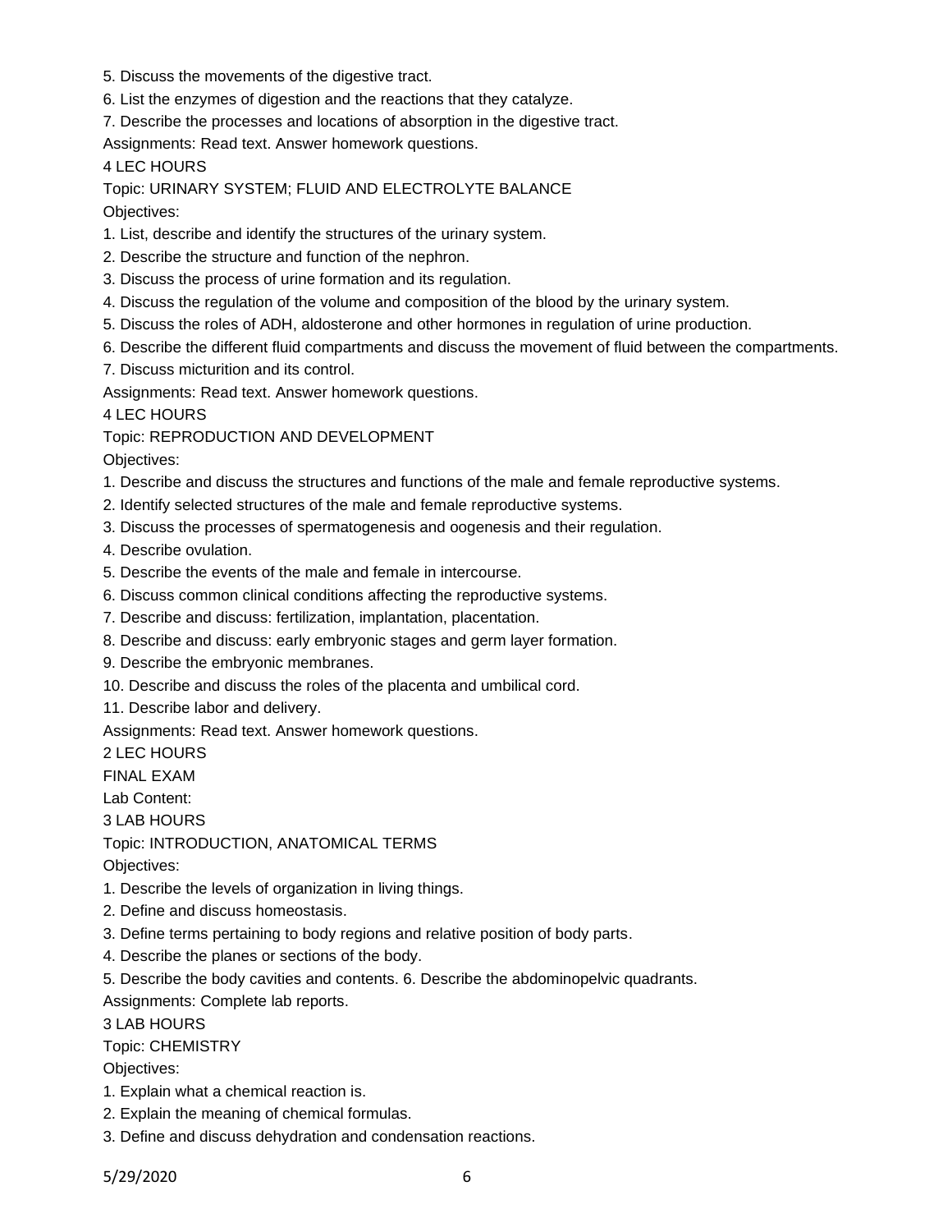5. Discuss the movements of the digestive tract.
6. List the enzymes of digestion and the reactions that they catalyze.
7. Describe the processes and locations of absorption in the digestive tract.

Assignments: Read text. Answer homework questions.

4 LEC HOURS

Topic: URINARY SYSTEM; FLUID AND ELECTROLYTE BALANCE

Objectives:

1. List, describe and identify the structures of the urinary system.
2. Describe the structure and function of the nephron.
3. Discuss the process of urine formation and its regulation.
4. Discuss the regulation of the volume and composition of the blood by the urinary system.
5. Discuss the roles of ADH, aldosterone and other hormones in regulation of urine production.
6. Describe the different fluid compartments and discuss the movement of fluid between the compartments.
7. Discuss micturition and its control.

Assignments: Read text. Answer homework questions.

4 LEC HOURS

Topic: REPRODUCTION AND DEVELOPMENT

Objectives:

1. Describe and discuss the structures and functions of the male and female reproductive systems.
2. Identify selected structures of the male and female reproductive systems.
3. Discuss the processes of spermatogenesis and oogenesis and their regulation.
4. Describe ovulation.
5. Describe the events of the male and female in intercourse.
6. Discuss common clinical conditions affecting the reproductive systems.
7. Describe and discuss: fertilization, implantation, placentation.
8. Describe and discuss: early embryonic stages and germ layer formation.
9. Describe the embryonic membranes.
10. Describe and discuss the roles of the placenta and umbilical cord.
11. Describe labor and delivery.

Assignments: Read text. Answer homework questions.

2 LEC HOURS

FINAL EXAM

Lab Content:

3 LAB HOURS

Topic: INTRODUCTION, ANATOMICAL TERMS

Objectives:

1. Describe the levels of organization in living things.
2. Define and discuss homeostasis.
3. Define terms pertaining to body regions and relative position of body parts.
4. Describe the planes or sections of the body.
5. Describe the body cavities and contents. 6. Describe the abdominopelvic quadrants.

Assignments: Complete lab reports.

3 LAB HOURS

Topic: CHEMISTRY

Objectives:

1. Explain what a chemical reaction is.
2. Explain the meaning of chemical formulas.
3. Define and discuss dehydration and condensation reactions.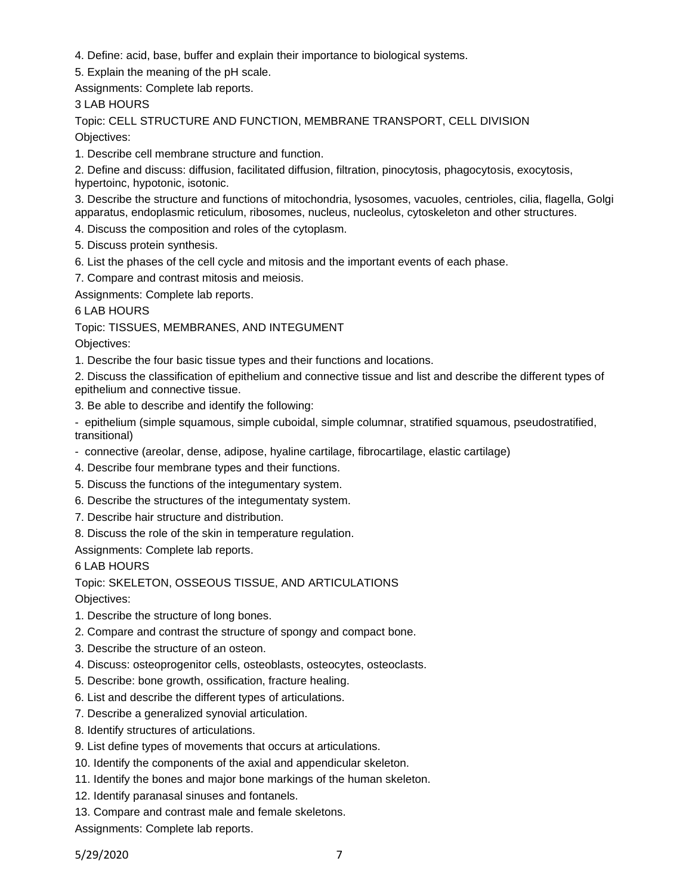4. Define: acid, base, buffer and explain their importance to biological systems.

5. Explain the meaning of the pH scale.

Assignments: Complete lab reports.

3 LAB HOURS

Topic: CELL STRUCTURE AND FUNCTION, MEMBRANE TRANSPORT, CELL DIVISION

Objectives:

1. Describe cell membrane structure and function.
2. Define and discuss: diffusion, facilitated diffusion, filtration, pinocytosis, phagocytosis, exocytosis, hypertoinc, hypotonic, isotonic.
3. Describe the structure and functions of mitochondria, lysosomes, vacuoles, centrioles, cilia, flagella, Golgi apparatus, endoplasmic reticulum, ribosomes, nucleus, nucleolus, cytoskeleton and other structures.
4. Discuss the composition and roles of the cytoplasm.
5. Discuss protein synthesis.
6. List the phases of the cell cycle and mitosis and the important events of each phase.
7. Compare and contrast mitosis and meiosis.

Assignments: Complete lab reports.

6 LAB HOURS

Topic: TISSUES, MEMBRANES, AND INTEGUMENT

Objectives:

1. Describe the four basic tissue types and their functions and locations.
2. Discuss the classification of epithelium and connective tissue and list and describe the different types of epithelium and connective tissue.
3. Be able to describe and identify the following:
   - epithelium (simple squamous, simple cuboidal, simple columnar, stratified squamous, pseudostratified, transitional)
   - connective (areolar, dense, adipose, hyaline cartilage, fibrocartilage, elastic cartilage)
4. Describe four membrane types and their functions.
5. Discuss the functions of the integumentary system.
6. Describe the structures of the integumentaty system.
7. Describe hair structure and distribution.
8. Discuss the role of the skin in temperature regulation.

Assignments: Complete lab reports.

6 LAB HOURS

Topic: SKELETON, OSSEOUS TISSUE, AND ARTICULATIONS

Objectives:

1. Describe the structure of long bones.
2. Compare and contrast the structure of spongy and compact bone.
3. Describe the structure of an osteon.
4. Discuss: osteoprogenitor cells, osteoblasts, osteocytes, osteoclasts.
5. Describe: bone growth, ossification, fracture healing.
6. List and describe the different types of articulations.
7. Describe a generalized synovial articulation.
8. Identify structures of articulations.
9. List define types of movements that occurs at articulations.
10. Identify the components of the axial and appendicular skeleton.
11. Identify the bones and major bone markings of the human skeleton.
12. Identify paranasal sinuses and fontanels.
13. Compare and contrast male and female skeletons.

Assignments: Complete lab reports.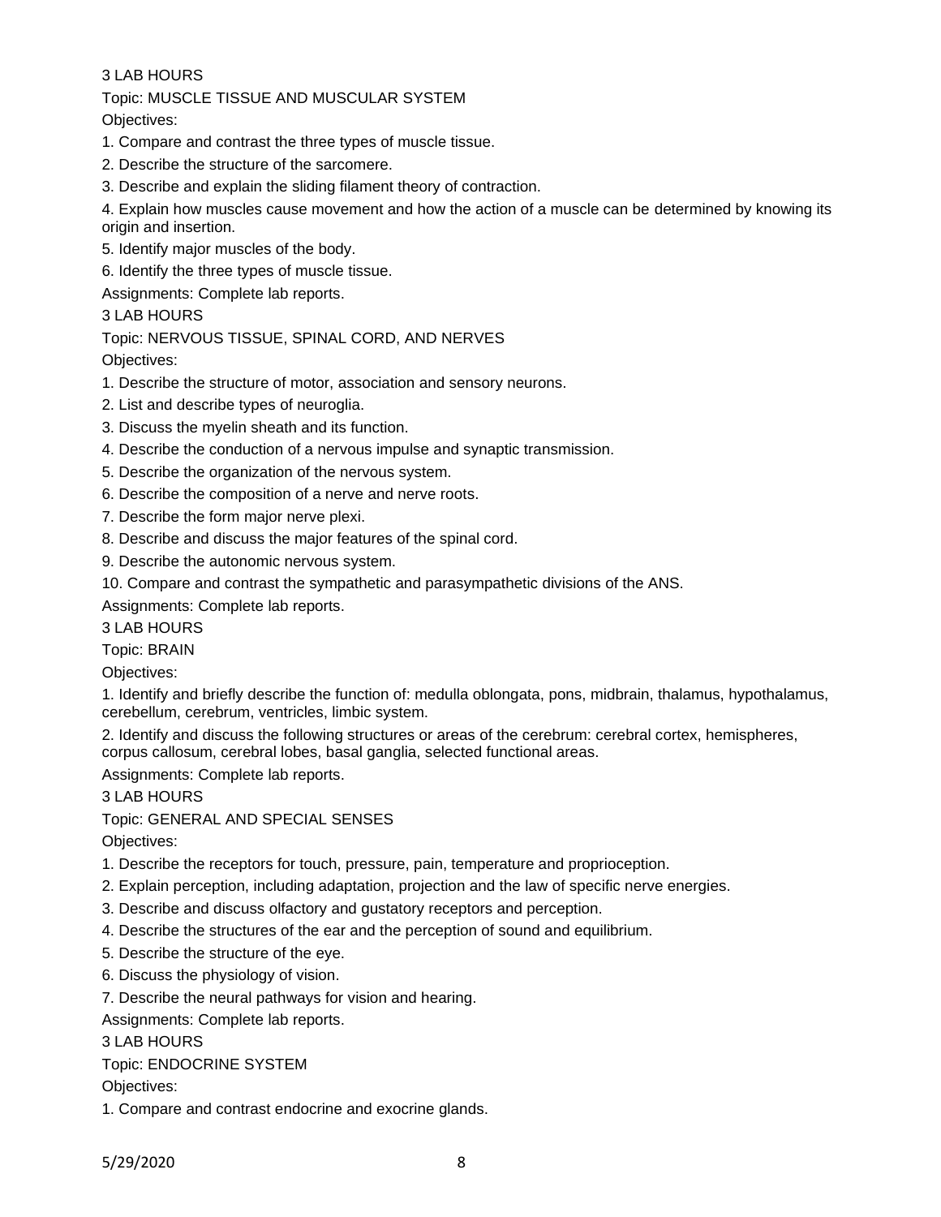3 LAB HOURS

Topic: MUSCLE TISSUE AND MUSCULAR SYSTEM

Objectives:

1. Compare and contrast the three types of muscle tissue.
2. Describe the structure of the sarcomere.
3. Describe and explain the sliding filament theory of contraction.
4. Explain how muscles cause movement and how the action of a muscle can be determined by knowing its origin and insertion.
5. Identify major muscles of the body.
6. Identify the three types of muscle tissue.

Assignments: Complete lab reports.

3 LAB HOURS

Topic: NERVOUS TISSUE, SPINAL CORD, AND NERVES

Objectives:

1. Describe the structure of motor, association and sensory neurons.
2. List and describe types of neuroglia.
3. Discuss the myelin sheath and its function.
4. Describe the conduction of a nervous impulse and synaptic transmission.
5. Describe the organization of the nervous system.
6. Describe the composition of a nerve and nerve roots.
7. Describe the form major nerve plexi.
8. Describe and discuss the major features of the spinal cord.
9. Describe the autonomic nervous system.
10. Compare and contrast the sympathetic and parasympathetic divisions of the ANS.

Assignments: Complete lab reports.

3 LAB HOURS

Topic: BRAIN

Objectives:

1. Identify and briefly describe the function of: medulla oblongata, pons, midbrain, thalamus, hypothalamus, cerebellum, cerebrum, ventricles, limbic system.
2. Identify and discuss the following structures or areas of the cerebrum: cerebral cortex, hemispheres, corpus callosum, cerebral lobes, basal ganglia, selected functional areas.

Assignments: Complete lab reports.

3 LAB HOURS

Topic: GENERAL AND SPECIAL SENSES

Objectives:

1. Describe the receptors for touch, pressure, pain, temperature and proprioception.
2. Explain perception, including adaptation, projection and the law of specific nerve energies.
3. Describe and discuss olfactory and gustatory receptors and perception.
4. Describe the structures of the ear and the perception of sound and equilibrium.
5. Describe the structure of the eye.
6. Discuss the physiology of vision.
7. Describe the neural pathways for vision and hearing.

Assignments: Complete lab reports.

3 LAB HOURS

Topic: ENDOCRINE SYSTEM

Objectives:

1. Compare and contrast endocrine and exocrine glands.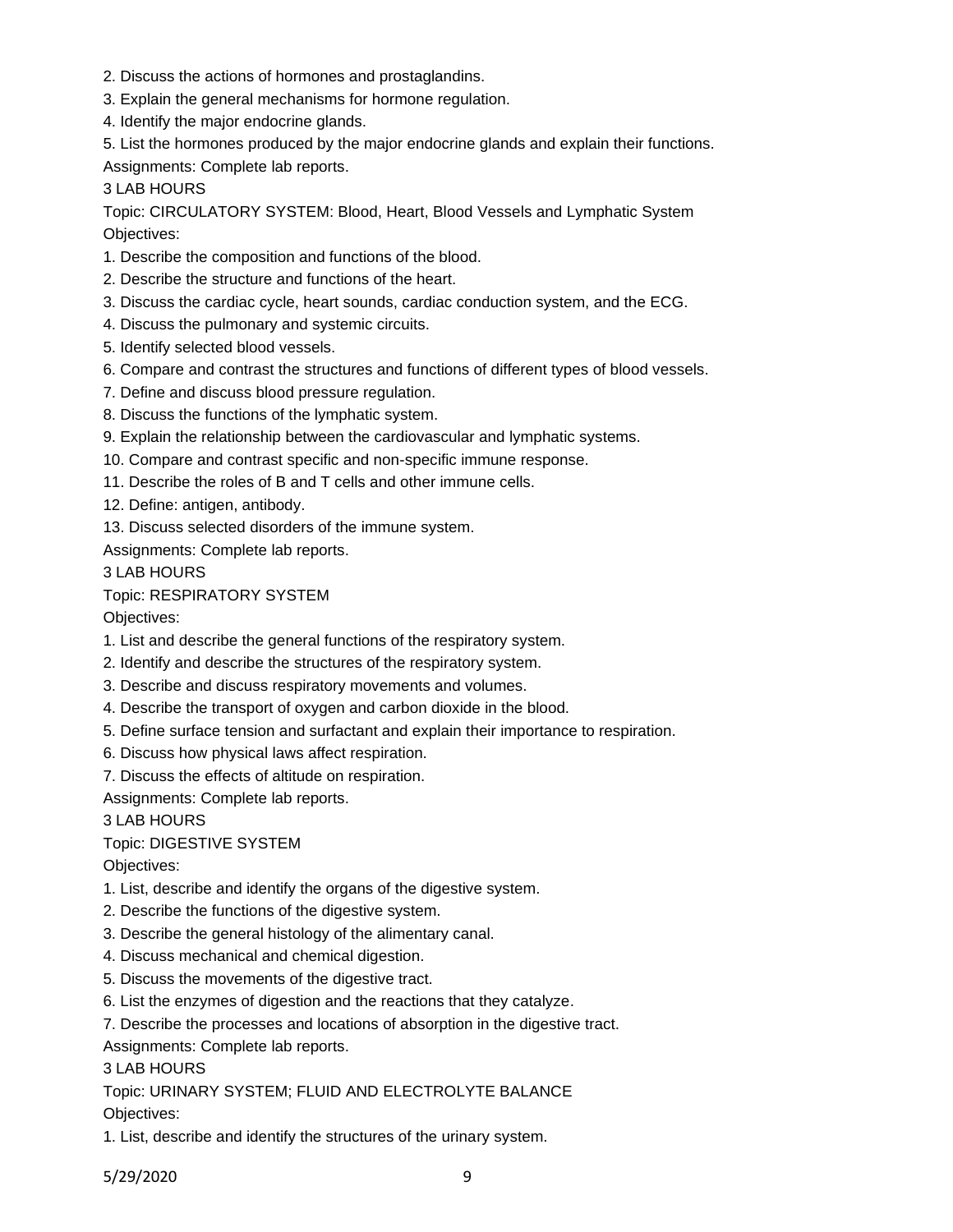2. Discuss the actions of hormones and prostaglandins.
3. Explain the general mechanisms for hormone regulation.
4. Identify the major endocrine glands.
5. List the hormones produced by the major endocrine glands and explain their functions.

Assignments: Complete lab reports.

3 LAB HOURS

Topic: CIRCULATORY SYSTEM: Blood, Heart, Blood Vessels and Lymphatic System

Objectives:

1. Describe the composition and functions of the blood.
2. Describe the structure and functions of the heart.
3. Discuss the cardiac cycle, heart sounds, cardiac conduction system, and the ECG.
4. Discuss the pulmonary and systemic circuits.
5. Identify selected blood vessels.
6. Compare and contrast the structures and functions of different types of blood vessels.
7. Define and discuss blood pressure regulation.
8. Discuss the functions of the lymphatic system.
9. Explain the relationship between the cardiovascular and lymphatic systems.
10. Compare and contrast specific and non-specific immune response.
11. Describe the roles of B and T cells and other immune cells.
12. Define: antigen, antibody.
13. Discuss selected disorders of the immune system.

Assignments: Complete lab reports.

3 LAB HOURS

Topic: RESPIRATORY SYSTEM

Objectives:

1. List and describe the general functions of the respiratory system.
2. Identify and describe the structures of the respiratory system.
3. Describe and discuss respiratory movements and volumes.
4. Describe the transport of oxygen and carbon dioxide in the blood.
5. Define surface tension and surfactant and explain their importance to respiration.
6. Discuss how physical laws affect respiration.
7. Discuss the effects of altitude on respiration.

Assignments: Complete lab reports.

3 LAB HOURS

Topic: DIGESTIVE SYSTEM

Objectives:

1. List, describe and identify the organs of the digestive system.
2. Describe the functions of the digestive system.
3. Describe the general histology of the alimentary canal.
4. Discuss mechanical and chemical digestion.
5. Discuss the movements of the digestive tract.
6. List the enzymes of digestion and the reactions that they catalyze.
7. Describe the processes and locations of absorption in the digestive tract.

Assignments: Complete lab reports.

3 LAB HOURS

Topic: URINARY SYSTEM; FLUID AND ELECTROLYTE BALANCE

Objectives:

1. List, describe and identify the structures of the urinary system.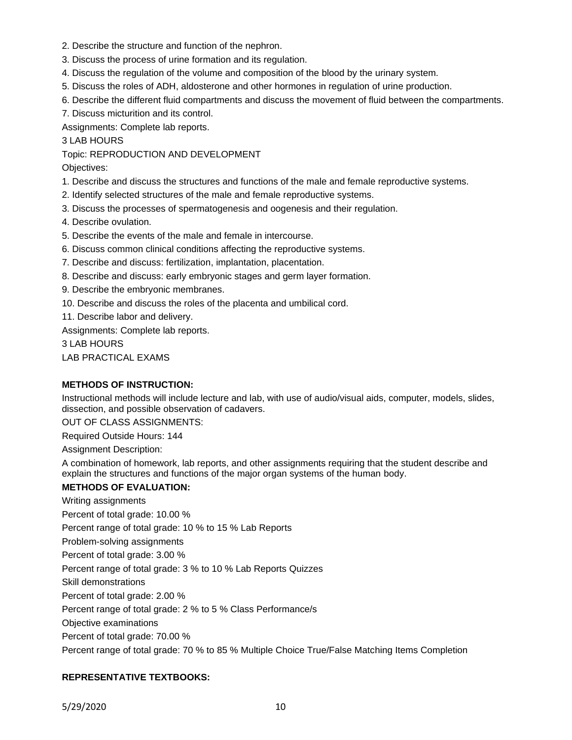2. Describe the structure and function of the nephron.
3. Discuss the process of urine formation and its regulation.
4. Discuss the regulation of the volume and composition of the blood by the urinary system.
5. Discuss the roles of ADH, aldosterone and other hormones in regulation of urine production.
6. Describe the different fluid compartments and discuss the movement of fluid between the compartments.
7. Discuss micturition and its control.

Assignments: Complete lab reports.

3 LAB HOURS

Topic: REPRODUCTION AND DEVELOPMENT

Objectives:

1. Describe and discuss the structures and functions of the male and female reproductive systems.
2. Identify selected structures of the male and female reproductive systems.
3. Discuss the processes of spermatogenesis and oogenesis and their regulation.
4. Describe ovulation.
5. Describe the events of the male and female in intercourse.
6. Discuss common clinical conditions affecting the reproductive systems.
7. Describe and discuss: fertilization, implantation, placentation.
8. Describe and discuss: early embryonic stages and germ layer formation.
9. Describe the embryonic membranes.
10. Describe and discuss the roles of the placenta and umbilical cord.
11. Describe labor and delivery.

Assignments: Complete lab reports.

3 LAB HOURS

LAB PRACTICAL EXAMS

**METHODS OF INSTRUCTION:**

Instructional methods will include lecture and lab, with use of audio/visual aids, computer, models, slides, dissection, and possible observation of cadavers.

OUT OF CLASS ASSIGNMENTS:

Required Outside Hours: 144

Assignment Description:

A combination of homework, lab reports, and other assignments requiring that the student describe and explain the structures and functions of the major organ systems of the human body.

**METHODS OF EVALUATION:**

Writing assignments

Percent of total grade: 10.00 %

Percent range of total grade: 10 % to 15 % Lab Reports

Problem-solving assignments

Percent of total grade: 3.00 %

Percent range of total grade: 3 % to 10 % Lab Reports Quizzes

Skill demonstrations

Percent of total grade: 2.00 %

Percent range of total grade: 2 % to 5 % Class Performance/s

Objective examinations

Percent of total grade: 70.00 %

Percent range of total grade: 70 % to 85 % Multiple Choice True/False Matching Items Completion

**REPRESENTATIVE TEXTBOOKS:**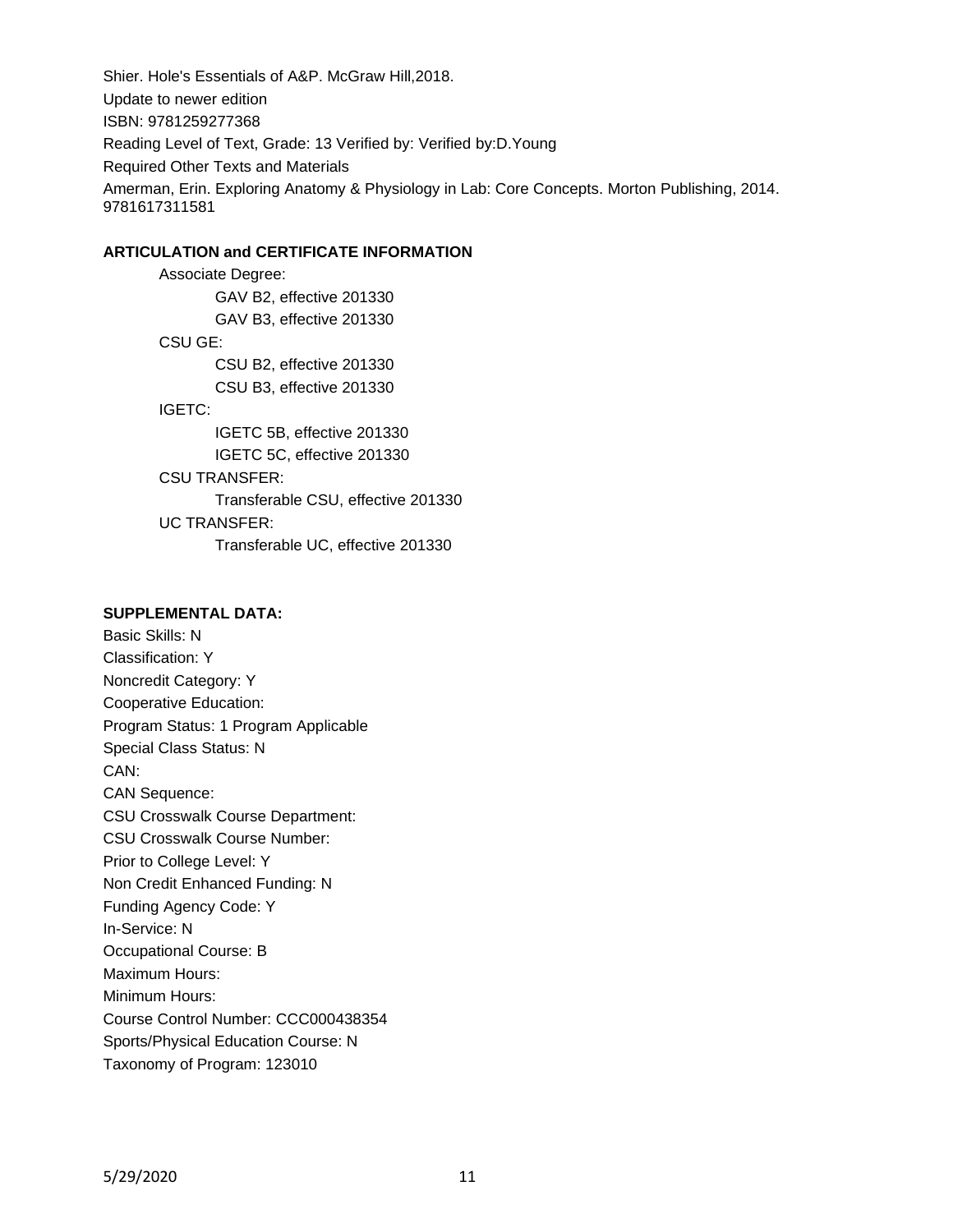Shier. Hole's Essentials of A&P. McGraw Hill,2018.

Update to newer edition

ISBN: 9781259277368

Reading Level of Text, Grade: 13 Verified by: Verified by:D.Young

Required Other Texts and Materials

Amerman, Erin. Exploring Anatomy & Physiology in Lab: Core Concepts. Morton Publishing, 2014. 9781617311581

**ARTICULATION and CERTIFICATE INFORMATION**

Associate Degree:

GAV B2, effective 201330

GAV B3, effective 201330

CSU GE:

CSU B2, effective 201330

CSU B3, effective 201330

IGETC:

IGETC 5B, effective 201330

IGETC 5C, effective 201330

CSU TRANSFER:

Transferable CSU, effective 201330

UC TRANSFER:

Transferable UC, effective 201330

**SUPPLEMENTAL DATA:**

Basic Skills: N

Classification: Y

Noncredit Category: Y

Cooperative Education:

Program Status: 1 Program Applicable

Special Class Status: N

CAN:

CAN Sequence:

CSU Crosswalk Course Department:

CSU Crosswalk Course Number:

Prior to College Level: Y

Non Credit Enhanced Funding: N

Funding Agency Code: Y

In-Service: N

Occupational Course: B

Maximum Hours:

Minimum Hours:

Course Control Number: CCC000438354

Sports/Physical Education Course: N

Taxonomy of Program: 123010